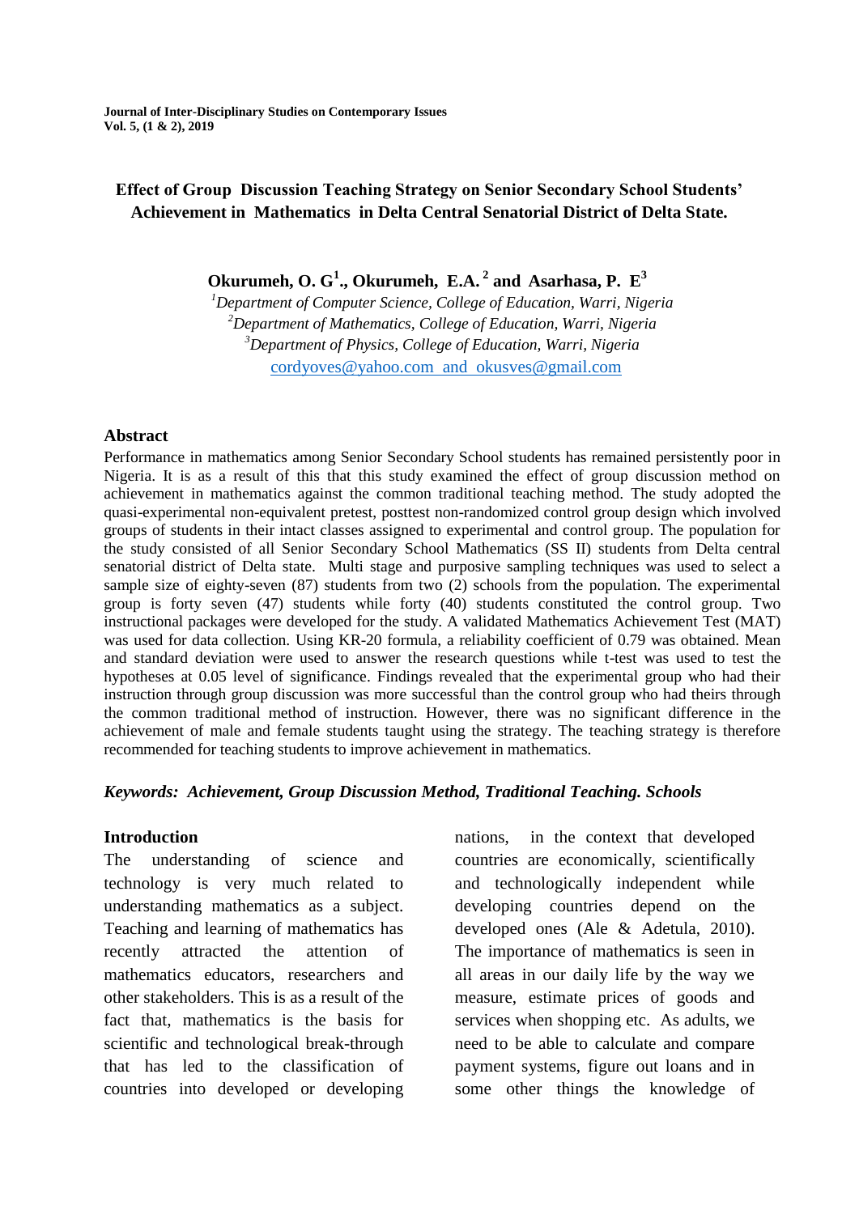# Effect of Group Discussion Teaching Strategy on Senior Secondary School Students' Achievement in Mathematics in Delta Central Senatorial District of Delta State.

**Okurumeh, O. G[1]., Okurumeh, E.A.[2] and Asarhasa, P. E[3]**

[1]*Department of Computer Science, College of Education, Warri, Nigeria*
[2]*Department of Mathematics, College of Education, Warri, Nigeria*
[3]*Department of Physics, College of Education, Warri, Nigeria*
cordyoves@yahoo.com and okusves@gmail.com

## Abstract

Performance in mathematics among Senior Secondary School students has remained persistently poor in Nigeria. It is as a result of this that this study examined the effect of group discussion method on achievement in mathematics against the common traditional teaching method. The study adopted the quasi-experimental non-equivalent pretest, posttest non-randomized control group design which involved groups of students in their intact classes assigned to experimental and control group. The population for the study consisted of all Senior Secondary School Mathematics (SS II) students from Delta central senatorial district of Delta state. Multi stage and purposive sampling techniques was used to select a sample size of eighty-seven (87) students from two (2) schools from the population. The experimental group is forty seven (47) students while forty (40) students constituted the control group. Two instructional packages were developed for the study. A validated Mathematics Achievement Test (MAT) was used for data collection. Using KR-20 formula, a reliability coefficient of 0.79 was obtained. Mean and standard deviation were used to answer the research questions while t-test was used to test the hypotheses at 0.05 level of significance. Findings revealed that the experimental group who had their instruction through group discussion was more successful than the control group who had theirs through the common traditional method of instruction. However, there was no significant difference in the achievement of male and female students taught using the strategy. The teaching strategy is therefore recommended for teaching students to improve achievement in mathematics.

***Keywords: Achievement, Group Discussion Method, Traditional Teaching. Schools***

## Introduction

The understanding of science and technology is very much related to understanding mathematics as a subject. Teaching and learning of mathematics has recently attracted the attention of mathematics educators, researchers and other stakeholders. This is as a result of the fact that, mathematics is the basis for scientific and technological break-through that has led to the classification of countries into developed or developing nations, in the context that developed countries are economically, scientifically and technologically independent while developing countries depend on the developed ones (Ale & Adetula, 2010). The importance of mathematics is seen in all areas in our daily life by the way we measure, estimate prices of goods and services when shopping etc. As adults, we need to be able to calculate and compare payment systems, figure out loans and in some other things the knowledge of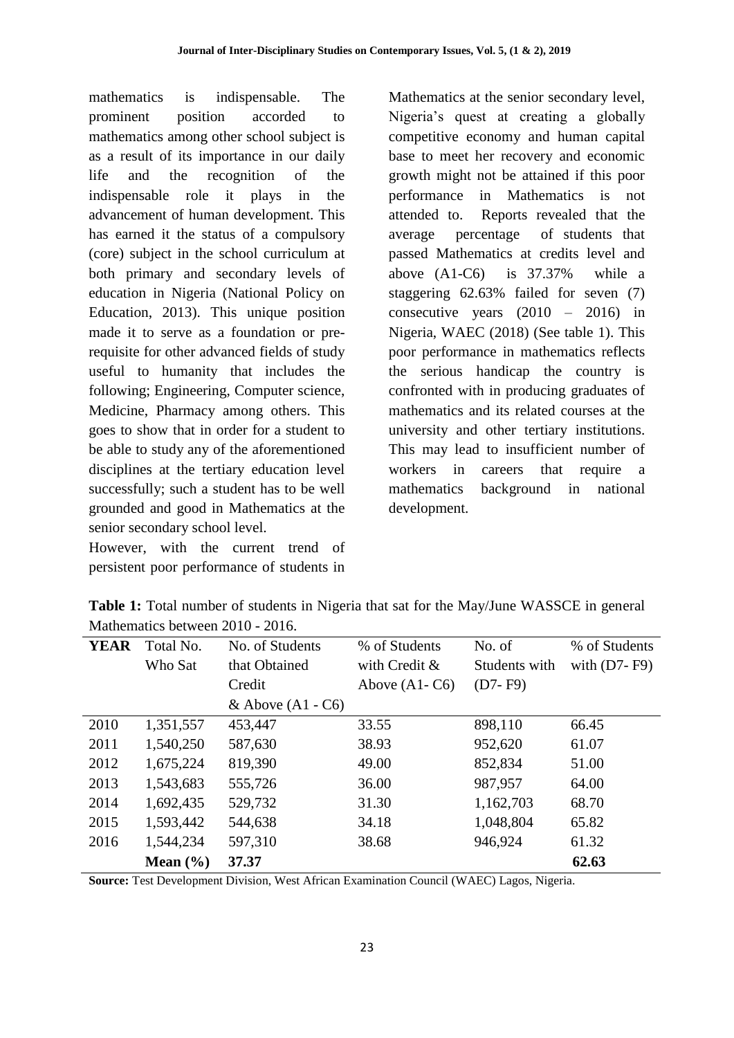mathematics is indispensable. The prominent position accorded to mathematics among other school subject is as a result of its importance in our daily life and the recognition of the indispensable role it plays in the advancement of human development. This has earned it the status of a compulsory (core) subject in the school curriculum at both primary and secondary levels of education in Nigeria (National Policy on Education, 2013). This unique position made it to serve as a foundation or pre-requisite for other advanced fields of study useful to humanity that includes the following; Engineering, Computer science, Medicine, Pharmacy among others. This goes to show that in order for a student to be able to study any of the aforementioned disciplines at the tertiary education level successfully; such a student has to be well grounded and good in Mathematics at the senior secondary school level.

However, with the current trend of persistent poor performance of students in Mathematics at the senior secondary level, Nigeria's quest at creating a globally competitive economy and human capital base to meet her recovery and economic growth might not be attained if this poor performance in Mathematics is not attended to. Reports revealed that the average percentage of students that passed Mathematics at credits level and above (A1-C6) is 37.37% while a staggering 62.63% failed for seven (7) consecutive years (2010 – 2016) in Nigeria, WAEC (2018) (See table 1). This poor performance in mathematics reflects the serious handicap the country is confronted with in producing graduates of mathematics and its related courses at the university and other tertiary institutions. This may lead to insufficient number of workers in careers that require a mathematics background in national development.

**Table 1:** Total number of students in Nigeria that sat for the May/June WASSCE in general Mathematics between 2010 - 2016.

| YEAR | Total No. Who Sat | No. of Students that Obtained Credit & Above (A1 - C6) | % of Students with Credit & Above (A1- C6) | No. of Students with (D7- F9) | % of Students with (D7- F9) |
|---|---|---|---|---|---|
| 2010 | 1,351,557 | 453,447 | 33.55 | 898,110 | 66.45 |
| 2011 | 1,540,250 | 587,630 | 38.93 | 952,620 | 61.07 |
| 2012 | 1,675,224 | 819,390 | 49.00 | 852,834 | 51.00 |
| 2013 | 1,543,683 | 555,726 | 36.00 | 987,957 | 64.00 |
| 2014 | 1,692,435 | 529,732 | 31.30 | 1,162,703 | 68.70 |
| 2015 | 1,593,442 | 544,638 | 34.18 | 1,048,804 | 65.82 |
| 2016 | 1,544,234 | 597,310 | 38.68 | 946,924 | 61.32 |
| | **Mean (%)** | **37.37** | | | **62.63** |

**Source:** Test Development Division, West African Examination Council (WAEC) Lagos, Nigeria.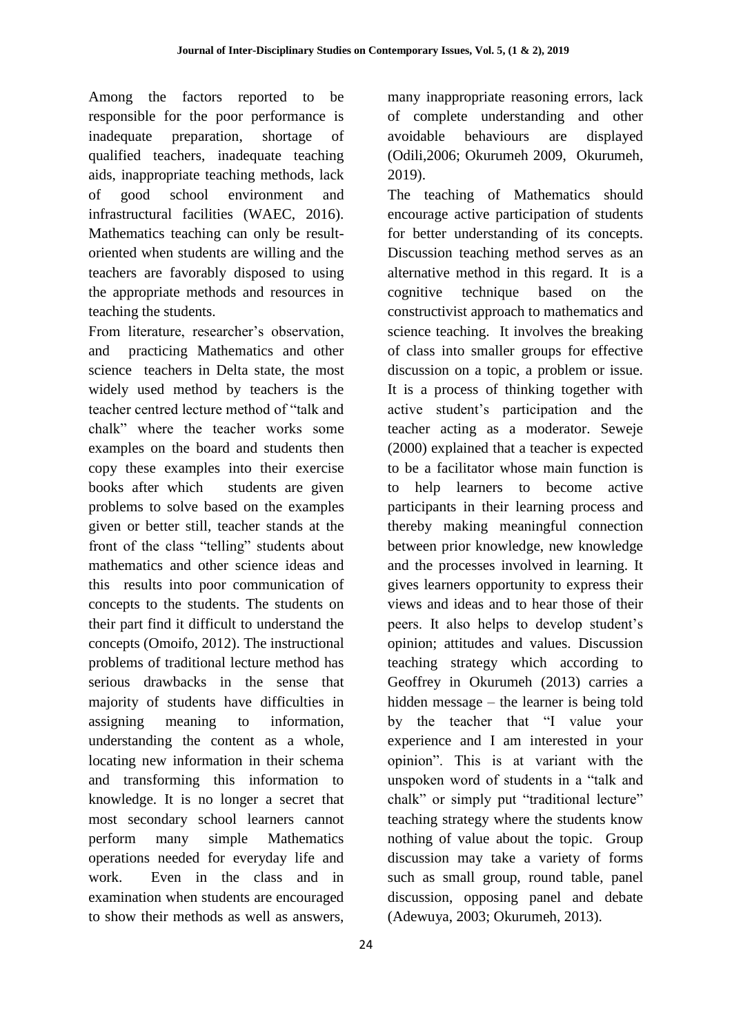Among the factors reported to be responsible for the poor performance is inadequate preparation, shortage of qualified teachers, inadequate teaching aids, inappropriate teaching methods, lack of good school environment and infrastructural facilities (WAEC, 2016). Mathematics teaching can only be result-oriented when students are willing and the teachers are favorably disposed to using the appropriate methods and resources in teaching the students.

From literature, researcher's observation, and practicing Mathematics and other science teachers in Delta state, the most widely used method by teachers is the teacher centred lecture method of "talk and chalk" where the teacher works some examples on the board and students then copy these examples into their exercise books after which students are given problems to solve based on the examples given or better still, teacher stands at the front of the class "telling" students about mathematics and other science ideas and this results into poor communication of concepts to the students. The students on their part find it difficult to understand the concepts (Omoifo, 2012). The instructional problems of traditional lecture method has serious drawbacks in the sense that majority of students have difficulties in assigning meaning to information, understanding the content as a whole, locating new information in their schema and transforming this information to knowledge. It is no longer a secret that most secondary school learners cannot perform many simple Mathematics operations needed for everyday life and work. Even in the class and in examination when students are encouraged to show their methods as well as answers, many inappropriate reasoning errors, lack of complete understanding and other avoidable behaviours are displayed (Odili,2006; Okurumeh 2009, Okurumeh, 2019).

The teaching of Mathematics should encourage active participation of students for better understanding of its concepts. Discussion teaching method serves as an alternative method in this regard. It is a cognitive technique based on the constructivist approach to mathematics and science teaching. It involves the breaking of class into smaller groups for effective discussion on a topic, a problem or issue. It is a process of thinking together with active student's participation and the teacher acting as a moderator. Seweje (2000) explained that a teacher is expected to be a facilitator whose main function is to help learners to become active participants in their learning process and thereby making meaningful connection between prior knowledge, new knowledge and the processes involved in learning. It gives learners opportunity to express their views and ideas and to hear those of their peers. It also helps to develop student's opinion; attitudes and values. Discussion teaching strategy which according to Geoffrey in Okurumeh (2013) carries a hidden message – the learner is being told by the teacher that "I value your experience and I am interested in your opinion". This is at variant with the unspoken word of students in a "talk and chalk" or simply put "traditional lecture" teaching strategy where the students know nothing of value about the topic. Group discussion may take a variety of forms such as small group, round table, panel discussion, opposing panel and debate (Adewuya, 2003; Okurumeh, 2013).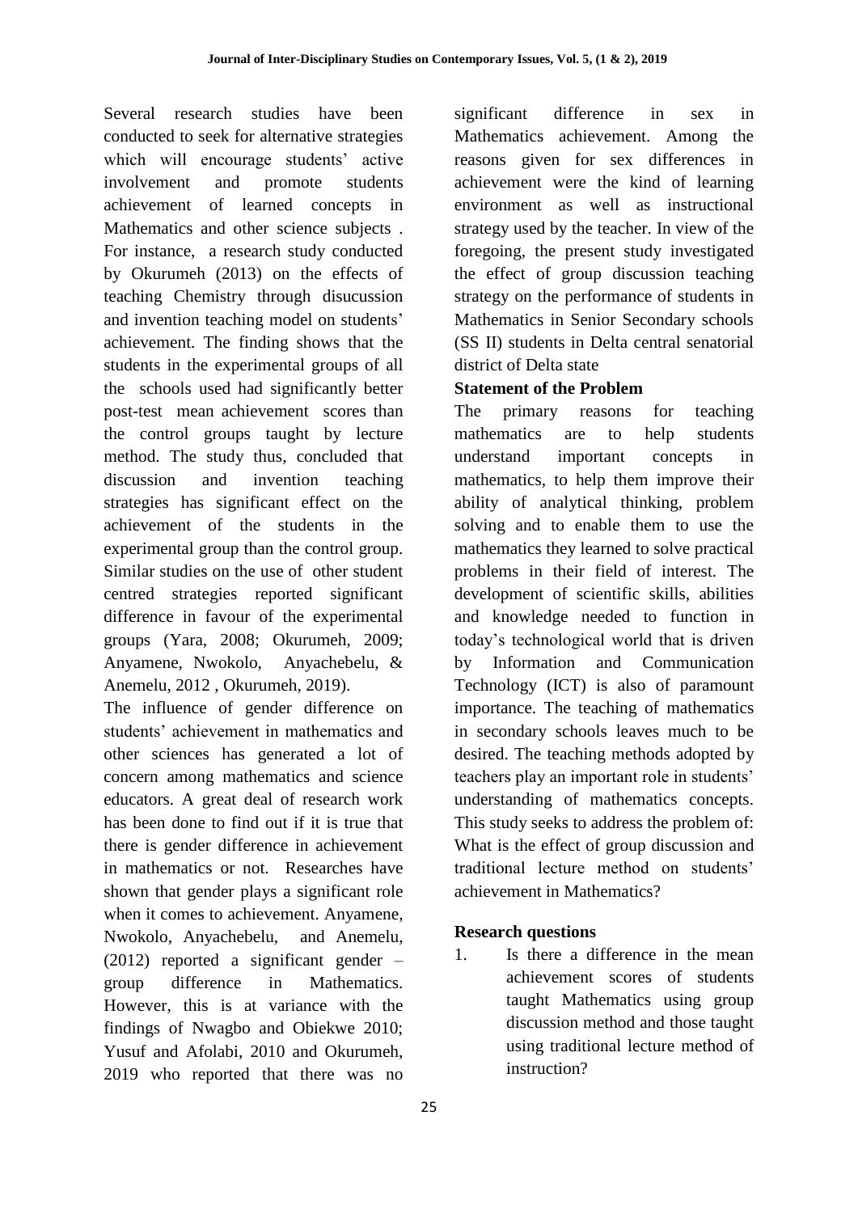Several research studies have been conducted to seek for alternative strategies which will encourage students' active involvement and promote students achievement of learned concepts in Mathematics and other science subjects . For instance, a research study conducted by Okurumeh (2013) on the effects of teaching Chemistry through disucussion and invention teaching model on students' achievement. The finding shows that the students in the experimental groups of all the schools used had significantly better post-test mean achievement scores than the control groups taught by lecture method. The study thus, concluded that discussion and invention teaching strategies has significant effect on the achievement of the students in the experimental group than the control group. Similar studies on the use of other student centred strategies reported significant difference in favour of the experimental groups (Yara, 2008; Okurumeh, 2009; Anyamene, Nwokolo, Anyachebelu, & Anemelu, 2012 , Okurumeh, 2019).

The influence of gender difference on students' achievement in mathematics and other sciences has generated a lot of concern among mathematics and science educators. A great deal of research work has been done to find out if it is true that there is gender difference in achievement in mathematics or not. Researches have shown that gender plays a significant role when it comes to achievement. Anyamene, Nwokolo, Anyachebelu, and Anemelu, (2012) reported a significant gender – group difference in Mathematics. However, this is at variance with the findings of Nwagbo and Obiekwe 2010; Yusuf and Afolabi, 2010 and Okurumeh, 2019 who reported that there was no significant difference in sex in Mathematics achievement. Among the reasons given for sex differences in achievement were the kind of learning environment as well as instructional strategy used by the teacher. In view of the foregoing, the present study investigated the effect of group discussion teaching strategy on the performance of students in Mathematics in Senior Secondary schools (SS II) students in Delta central senatorial district of Delta state

**Statement of the Problem**

The primary reasons for teaching mathematics are to help students understand important concepts in mathematics, to help them improve their ability of analytical thinking, problem solving and to enable them to use the mathematics they learned to solve practical problems in their field of interest. The development of scientific skills, abilities and knowledge needed to function in today's technological world that is driven by Information and Communication Technology (ICT) is also of paramount importance. The teaching of mathematics in secondary schools leaves much to be desired. The teaching methods adopted by teachers play an important role in students' understanding of mathematics concepts. This study seeks to address the problem of: What is the effect of group discussion and traditional lecture method on students' achievement in Mathematics?

**Research questions**

1. Is there a difference in the mean achievement scores of students taught Mathematics using group discussion method and those taught using traditional lecture method of instruction?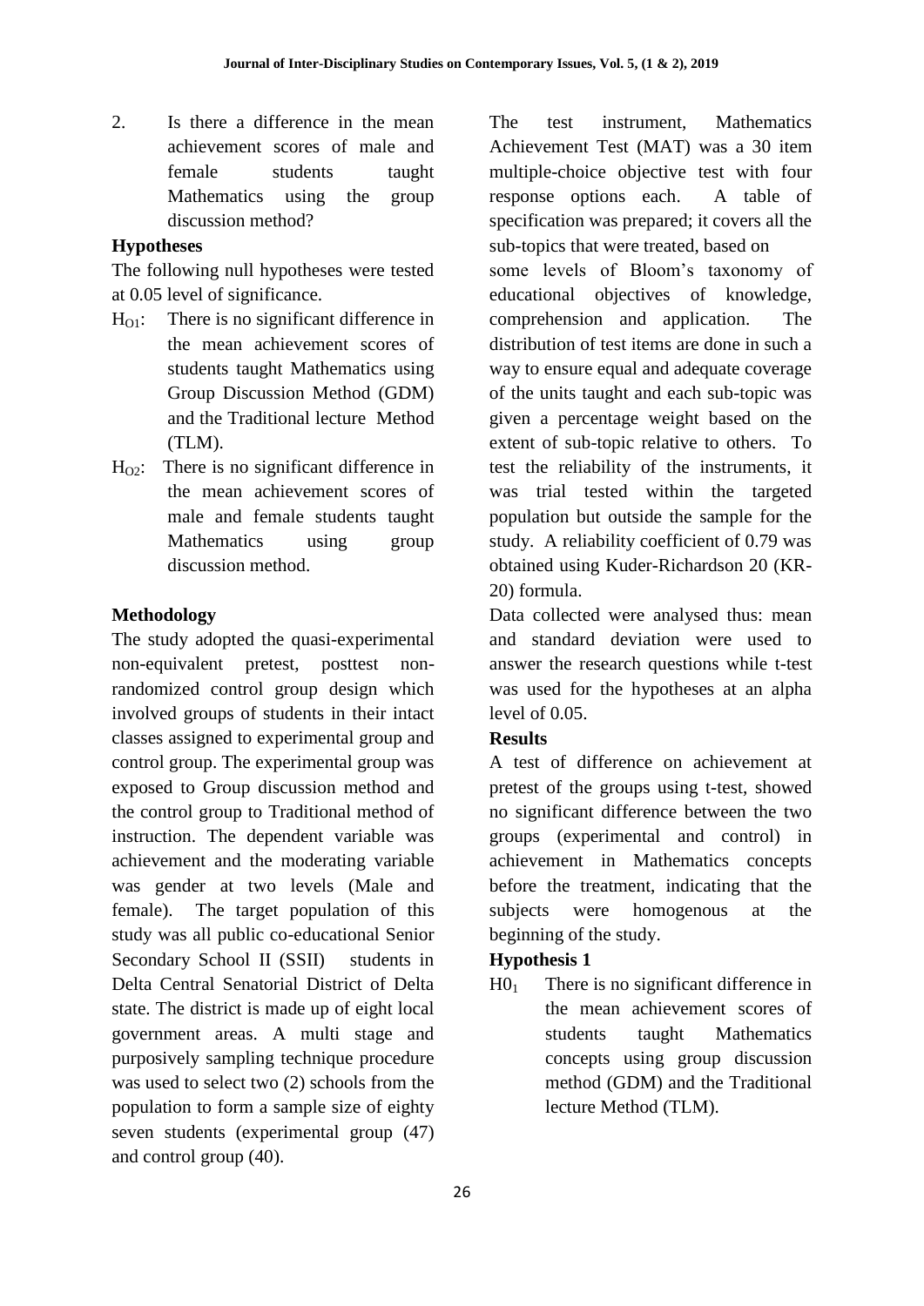2. Is there a difference in the mean achievement scores of male and female students taught Mathematics using the group discussion method?

**Hypotheses**

The following null hypotheses were tested at 0.05 level of significance.

$H_{O1}$: There is no significant difference in the mean achievement scores of students taught Mathematics using Group Discussion Method (GDM) and the Traditional lecture Method (TLM).

$H_{O2}$: There is no significant difference in the mean achievement scores of male and female students taught Mathematics using group discussion method.

**Methodology**

The study adopted the quasi-experimental non-equivalent pretest, posttest non-randomized control group design which involved groups of students in their intact classes assigned to experimental group and control group. The experimental group was exposed to Group discussion method and the control group to Traditional method of instruction. The dependent variable was achievement and the moderating variable was gender at two levels (Male and female). The target population of this study was all public co-educational Senior Secondary School II (SSII) students in Delta Central Senatorial District of Delta state. The district is made up of eight local government areas. A multi stage and purposively sampling technique procedure was used to select two (2) schools from the population to form a sample size of eighty seven students (experimental group (47) and control group (40).

The test instrument, Mathematics Achievement Test (MAT) was a 30 item multiple-choice objective test with four response options each. A table of specification was prepared; it covers all the sub-topics that were treated, based on some levels of Bloom's taxonomy of educational objectives of knowledge, comprehension and application. The distribution of test items are done in such a way to ensure equal and adequate coverage of the units taught and each sub-topic was given a percentage weight based on the extent of sub-topic relative to others. To test the reliability of the instruments, it was trial tested within the targeted population but outside the sample for the study. A reliability coefficient of 0.79 was obtained using Kuder-Richardson 20 (KR-20) formula.

Data collected were analysed thus: mean and standard deviation were used to answer the research questions while t-test was used for the hypotheses at an alpha level of 0.05.

**Results**

A test of difference on achievement at pretest of the groups using t-test, showed no significant difference between the two groups (experimental and control) in achievement in Mathematics concepts before the treatment, indicating that the subjects were homogenous at the beginning of the study.

**Hypothesis 1**

$H0_1$ There is no significant difference in the mean achievement scores of students taught Mathematics concepts using group discussion method (GDM) and the Traditional lecture Method (TLM).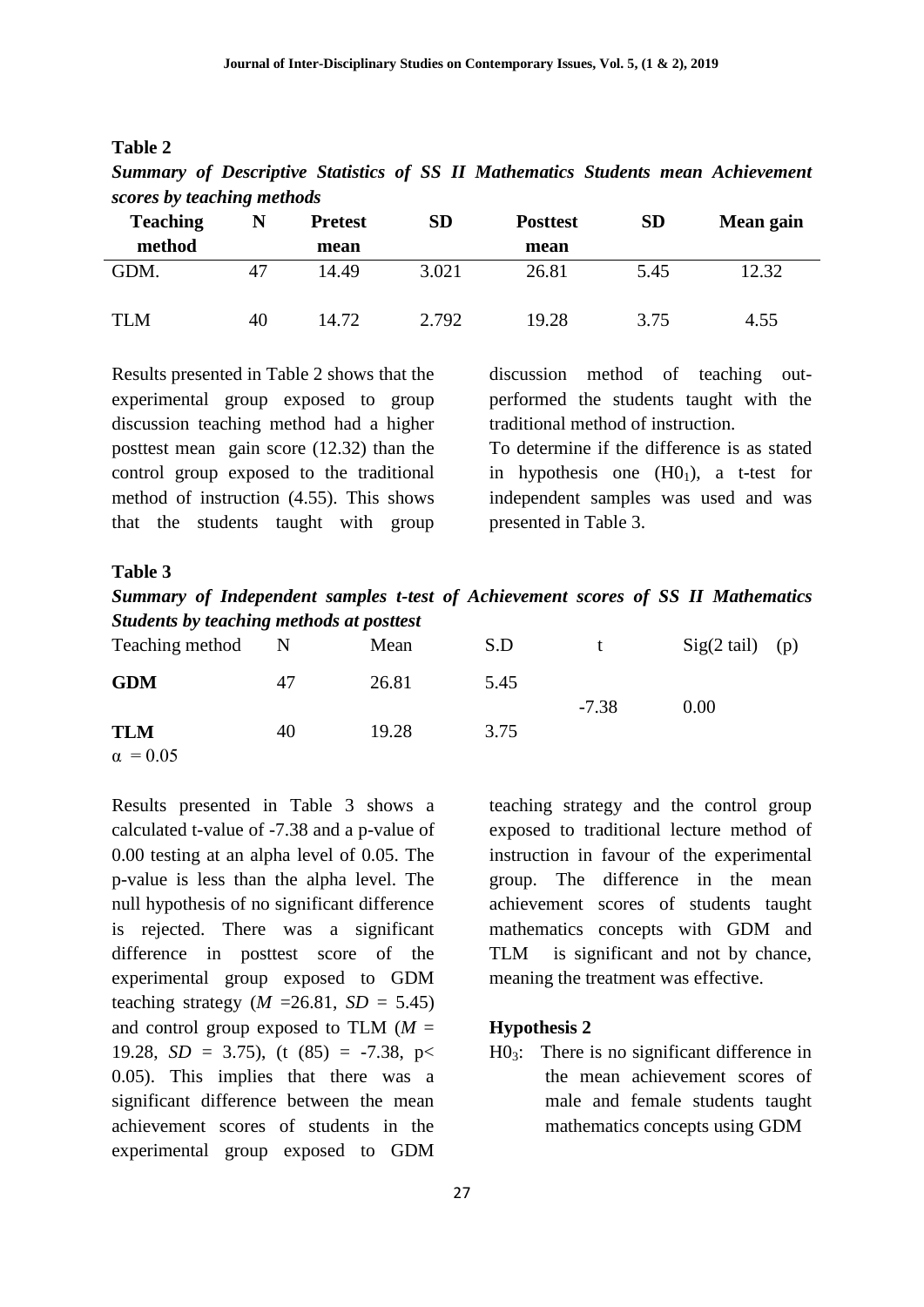**Table 2**

***Summary of Descriptive Statistics of SS II Mathematics Students mean Achievement scores by teaching methods***

| Teaching method | N | Pretest mean | SD | Posttest mean | SD | Mean gain |
|---|---|---|---|---|---|---|
| GDM. | 47 | 14.49 | 3.021 | 26.81 | 5.45 | 12.32 |
| TLM | 40 | 14.72 | 2.792 | 19.28 | 3.75 | 4.55 |

Results presented in Table 2 shows that the experimental group exposed to group discussion teaching method had a higher posttest mean gain score (12.32) than the control group exposed to the traditional method of instruction (4.55). This shows that the students taught with group discussion method of teaching out-performed the students taught with the traditional method of instruction.

To determine if the difference is as stated in hypothesis one ($H0_1$), a t-test for independent samples was used and was presented in Table 3.

**Table 3**

***Summary of Independent samples t-test of Achievement scores of SS II Mathematics Students by teaching methods at posttest***

| Teaching method | N | Mean | S.D | t | Sig(2 tail) (p) |
|---|---|---|---|---|---|
| **GDM** | 47 | 26.81 | 5.45 | -7.38 | 0.00 |
| **TLM** | 40 | 19.28 | 3.75 | | |

$\alpha = 0.05$

Results presented in Table 3 shows a calculated t-value of -7.38 and a p-value of 0.00 testing at an alpha level of 0.05. The p-value is less than the alpha level. The null hypothesis of no significant difference is rejected. There was a significant difference in posttest score of the experimental group exposed to GDM teaching strategy ($M$ =26.81, $SD$ = 5.45) and control group exposed to TLM ($M$ = 19.28, $SD$ = 3.75), ($t\ (85) = -7.38$, $p < 0.05$). This implies that there was a significant difference between the mean achievement scores of students in the experimental group exposed to GDM teaching strategy and the control group exposed to traditional lecture method of instruction in favour of the experimental group. The difference in the mean achievement scores of students taught mathematics concepts with GDM and TLM is significant and not by chance, meaning the treatment was effective.

**Hypothesis 2**

$H0_3$: There is no significant difference in the mean achievement scores of male and female students taught mathematics concepts using GDM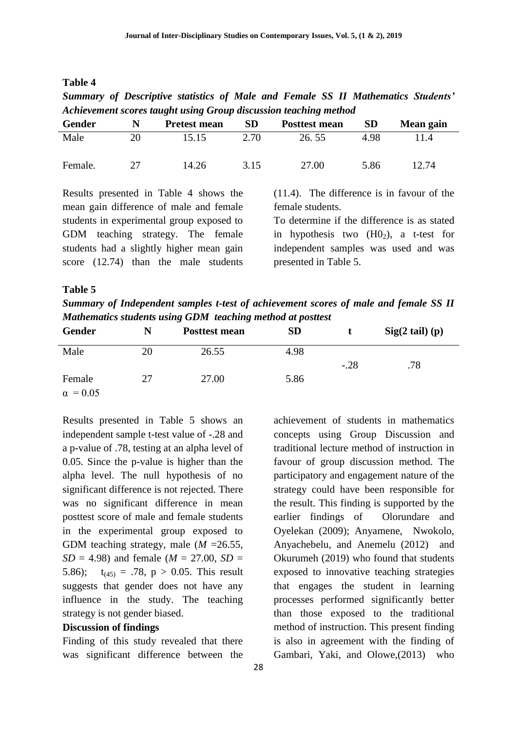**Table 4**

***Summary of Descriptive statistics of Male and Female SS II Mathematics Students' Achievement scores taught using Group discussion teaching method***

| Gender | N | Pretest mean | SD | Posttest mean | SD | Mean gain |
|---|---|---|---|---|---|---|
| Male | 20 | 15.15 | 2.70 | 26. 55 | 4.98 | 11.4 |
| Female. | 27 | 14.26 | 3.15 | 27.00 | 5.86 | 12.74 |

Results presented in Table 4 shows the mean gain difference of male and female students in experimental group exposed to GDM teaching strategy. The female students had a slightly higher mean gain score (12.74) than the male students (11.4). The difference is in favour of the female students.

To determine if the difference is as stated in hypothesis two ($H0_2$), a t-test for independent samples was used and was presented in Table 5.

**Table 5**

***Summary of Independent samples t-test of achievement scores of male and female SS II Mathematics students using GDM teaching method at posttest***

| Gender | N | Posttest mean | SD | t | Sig(2 tail) (p) |
|---|---|---|---|---|---|
| Male | 20 | 26.55 | 4.98 | -.28 | .78 |
| Female | 27 | 27.00 | 5.86 | | |

$\alpha = 0.05$

Results presented in Table 5 shows an independent sample t-test value of -.28 and a p-value of .78, testing at an alpha level of 0.05. Since the p-value is higher than the alpha level. The null hypothesis of no significant difference is not rejected. There was no significant difference in mean posttest score of male and female students in the experimental group exposed to GDM teaching strategy, male (*M* =26.55, *SD* = 4.98) and female (*M* = 27.00, *SD* = 5.86); $t_{(45)} = .78$, $p > 0.05$. This result suggests that gender does not have any influence in the study. The teaching strategy is not gender biased.

**Discussion of findings**

Finding of this study revealed that there was significant difference between the achievement of students in mathematics concepts using Group Discussion and traditional lecture method of instruction in favour of group discussion method. The participatory and engagement nature of the strategy could have been responsible for the result. This finding is supported by the earlier findings of Olorundare and Oyelekan (2009); Anyamene, Nwokolo, Anyachebelu, and Anemelu (2012) and Okurumeh (2019) who found that students exposed to innovative teaching strategies that engages the student in learning processes performed significantly better than those exposed to the traditional method of instruction. This present finding is also in agreement with the finding of Gambari, Yaki, and Olowe,(2013) who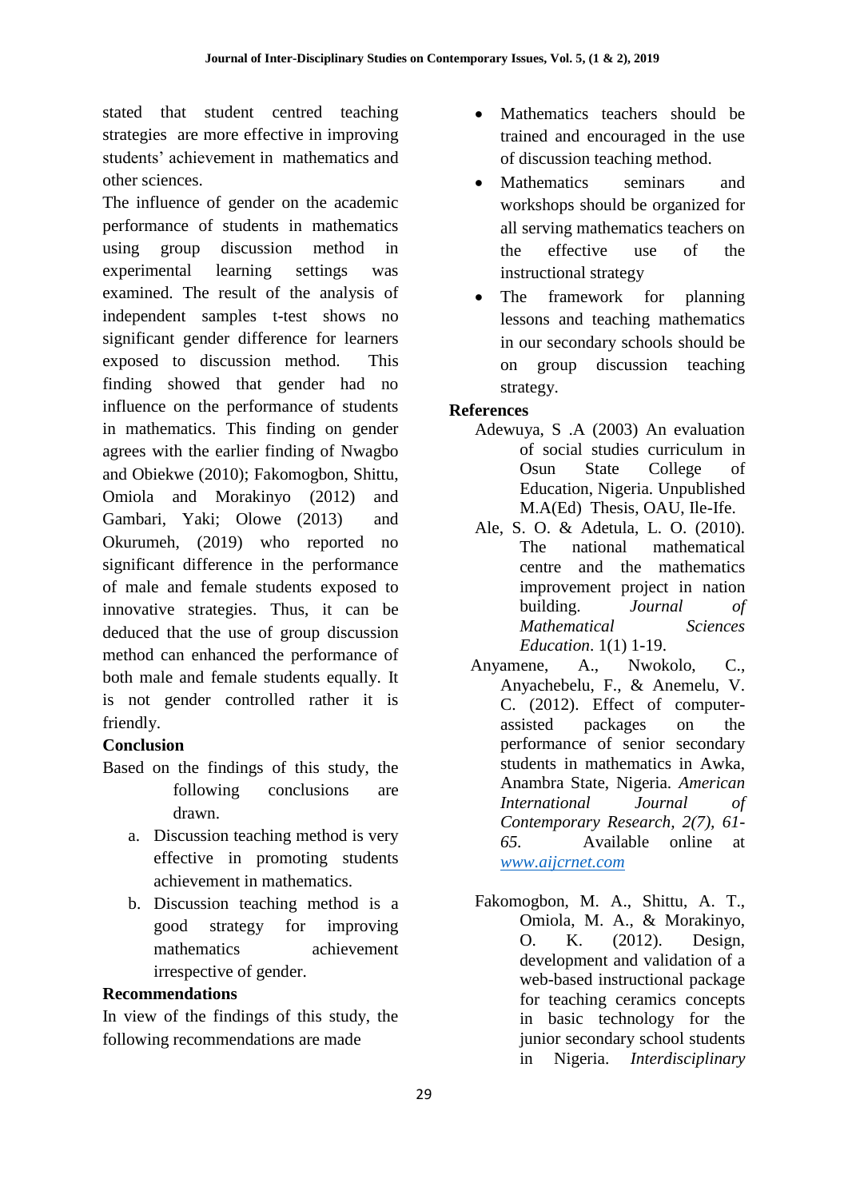stated that student centred teaching strategies are more effective in improving students' achievement in mathematics and other sciences.

The influence of gender on the academic performance of students in mathematics using group discussion method in experimental learning settings was examined. The result of the analysis of independent samples t-test shows no significant gender difference for learners exposed to discussion method. This finding showed that gender had no influence on the performance of students in mathematics. This finding on gender agrees with the earlier finding of Nwagbo and Obiekwe (2010); Fakomogbon, Shittu, Omiola and Morakinyo (2012) and Gambari, Yaki; Olowe (2013) and Okurumeh, (2019) who reported no significant difference in the performance of male and female students exposed to innovative strategies. Thus, it can be deduced that the use of group discussion method can enhanced the performance of both male and female students equally. It is not gender controlled rather it is friendly.

## Conclusion

Based on the findings of this study, the following conclusions are drawn.

a. Discussion teaching method is very effective in promoting students achievement in mathematics.
b. Discussion teaching method is a good strategy for improving mathematics achievement irrespective of gender.

## Recommendations

In view of the findings of this study, the following recommendations are made

- Mathematics teachers should be trained and encouraged in the use of discussion teaching method.
- Mathematics seminars and workshops should be organized for all serving mathematics teachers on the effective use of the instructional strategy
- The framework for planning lessons and teaching mathematics in our secondary schools should be on group discussion teaching strategy.

## References

Adewuya, S .A (2003) An evaluation of social studies curriculum in Osun State College of Education, Nigeria. Unpublished M.A(Ed) Thesis, OAU, Ile-Ife.

Ale, S. O. & Adetula, L. O. (2010). The national mathematical centre and the mathematics improvement project in nation building. *Journal of Mathematical Sciences Education*. 1(1) 1-19.

Anyamene, A., Nwokolo, C., Anyachebelu, F., & Anemelu, V. C. (2012). Effect of computer-assisted packages on the performance of senior secondary students in mathematics in Awka, Anambra State, Nigeria. *American International Journal of Contemporary Research, 2(7), 61-65.* Available online at www.aijcrnet.com

Fakomogbon, M. A., Shittu, A. T., Omiola, M. A., & Morakinyo, O. K. (2012). Design, development and validation of a web-based instructional package for teaching ceramics concepts in basic technology for the junior secondary school students in Nigeria. *Interdisciplinary*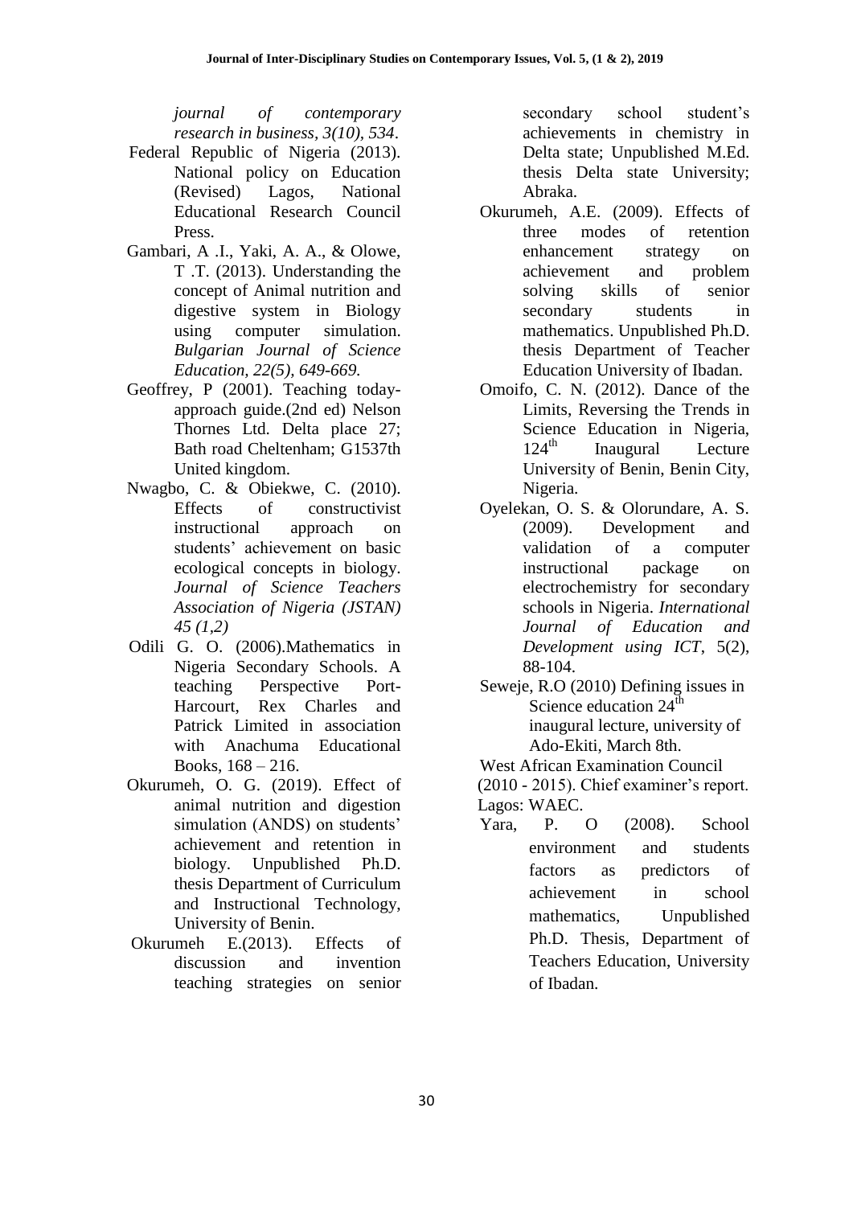*journal of contemporary research in business, 3(10), 534*.

Federal Republic of Nigeria (2013). National policy on Education (Revised) Lagos, National Educational Research Council Press.

Gambari, A .I., Yaki, A. A., & Olowe, T .T. (2013). Understanding the concept of Animal nutrition and digestive system in Biology using computer simulation. *Bulgarian Journal of Science Education, 22(5), 649-669.*

Geoffrey, P (2001). Teaching today-approach guide.(2nd ed) Nelson Thornes Ltd. Delta place 27; Bath road Cheltenham; G1537th United kingdom.

Nwagbo, C. & Obiekwe, C. (2010). Effects of constructivist instructional approach on students' achievement on basic ecological concepts in biology. *Journal of Science Teachers Association of Nigeria (JSTAN) 45 (1,2)*

Odili G. O. (2006).Mathematics in Nigeria Secondary Schools. A teaching Perspective Port-Harcourt, Rex Charles and Patrick Limited in association with Anachuma Educational Books, 168 – 216.

Okurumeh, O. G. (2019). Effect of animal nutrition and digestion simulation (ANDS) on students' achievement and retention in biology. Unpublished Ph.D. thesis Department of Curriculum and Instructional Technology, University of Benin.

Okurumeh E.(2013). Effects of discussion and invention teaching strategies on senior secondary school student's achievements in chemistry in Delta state; Unpublished M.Ed. thesis Delta state University; Abraka.

Okurumeh, A.E. (2009). Effects of three modes of retention enhancement strategy on achievement and problem solving skills of senior secondary students in mathematics. Unpublished Ph.D. thesis Department of Teacher Education University of Ibadan.

Omoifo, C. N. (2012). Dance of the Limits, Reversing the Trends in Science Education in Nigeria, 124th Inaugural Lecture University of Benin, Benin City, Nigeria.

Oyelekan, O. S. & Olorundare, A. S. (2009). Development and validation of a computer instructional package on electrochemistry for secondary schools in Nigeria. *International Journal of Education and Development using ICT*, 5(2), 88-104.

Seweje, R.O (2010) Defining issues in Science education 24th inaugural lecture, university of Ado-Ekiti, March 8th.

West African Examination Council (2010 - 2015). Chief examiner's report. Lagos: WAEC.

Yara, P. O (2008). School environment and students factors as predictors of achievement in school mathematics, Unpublished Ph.D. Thesis, Department of Teachers Education, University of Ibadan.